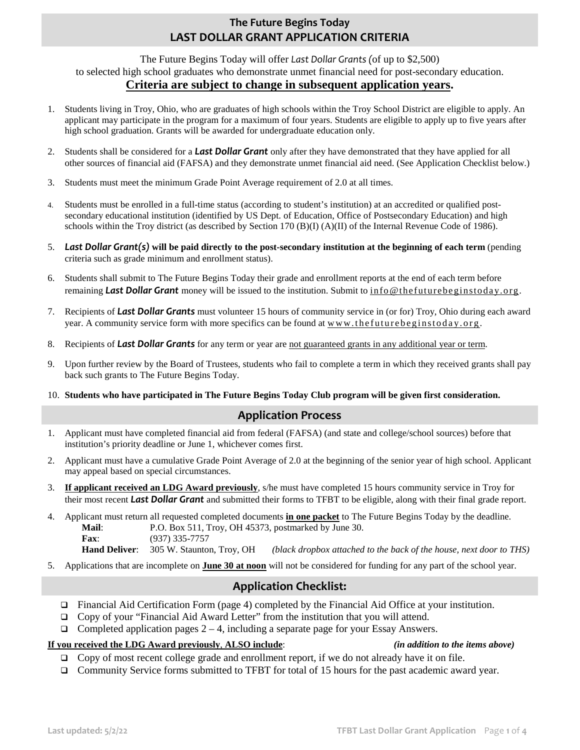# The Future Begins Today
# LAST DOLLAR GRANT APPLICATION CRITERIA

The Future Begins Today will offer *Last Dollar Grants (*of up to $2,500)
to selected high school graduates who demonstrate unmet financial need for post-secondary education.

**Criteria are subject to change in subsequent application years.**

1. Students living in Troy, Ohio, who are graduates of high schools within the Troy School District are eligible to apply. An applicant may participate in the program for a maximum of four years. Students are eligible to apply up to five years after high school graduation. Grants will be awarded for undergraduate education only.
2. Students shall be considered for a ***Last Dollar Grant*** only after they have demonstrated that they have applied for all other sources of financial aid (FAFSA) and they demonstrate unmet financial aid need. (See Application Checklist below.)
3. Students must meet the minimum Grade Point Average requirement of 2.0 at all times.
4. Students must be enrolled in a full-time status (according to student's institution) at an accredited or qualified post-secondary educational institution (identified by US Dept. of Education, Office of Postsecondary Education) and high schools within the Troy district (as described by Section 170 (B)(I) (A)(II) of the Internal Revenue Code of 1986).
5. ***Last Dollar Grant(s)* will be paid directly to the post-secondary institution at the beginning of each term** (pending criteria such as grade minimum and enrollment status).
6. Students shall submit to The Future Begins Today their grade and enrollment reports at the end of each term before remaining ***Last Dollar Grant*** money will be issued to the institution. Submit to info@thefuturebeginstoday.org.
7. Recipients of ***Last Dollar Grants*** must volunteer 15 hours of community service in (or for) Troy, Ohio during each award year. A community service form with more specifics can be found at www.thefuturebeginstoday.org.
8. Recipients of ***Last Dollar Grants*** for any term or year are not guaranteed grants in any additional year or term.
9. Upon further review by the Board of Trustees, students who fail to complete a term in which they received grants shall pay back such grants to The Future Begins Today.
10. **Students who have participated in The Future Begins Today Club program will be given first consideration.**

## Application Process

1. Applicant must have completed financial aid from federal (FAFSA) (and state and college/school sources) before that institution's priority deadline or June 1, whichever comes first.
2. Applicant must have a cumulative Grade Point Average of 2.0 at the beginning of the senior year of high school. Applicant may appeal based on special circumstances.
3. **If applicant received an LDG Award previously**, s/he must have completed 15 hours community service in Troy for their most recent ***Last Dollar Grant*** and submitted their forms to TFBT to be eligible, along with their final grade report.
4. Applicant must return all requested completed documents **in one packet** to The Future Begins Today by the deadline.
   - **Mail**: P.O. Box 511, Troy, OH 45373, postmarked by June 30.
   - **Fax**: (937) 335-7757
   - **Hand Deliver**: 305 W. Staunton, Troy, OH *(black dropbox attached to the back of the house, next door to THS)*
5. Applications that are incomplete on **June 30 at noon** will not be considered for funding for any part of the school year.

## Application Checklist:

- ❑ Financial Aid Certification Form (page 4) completed by the Financial Aid Office at your institution.
- ❑ Copy of your "Financial Aid Award Letter" from the institution that you will attend.
- ❑ Completed application pages 2 – 4, including a separate page for your Essay Answers.

**If you received the LDG Award previously**, **ALSO include**: ***(in addition to the items above)***

- ❑ Copy of most recent college grade and enrollment report, if we do not already have it on file.
- ❑ Community Service forms submitted to TFBT for total of 15 hours for the past academic award year.

Last updated: 5/2/22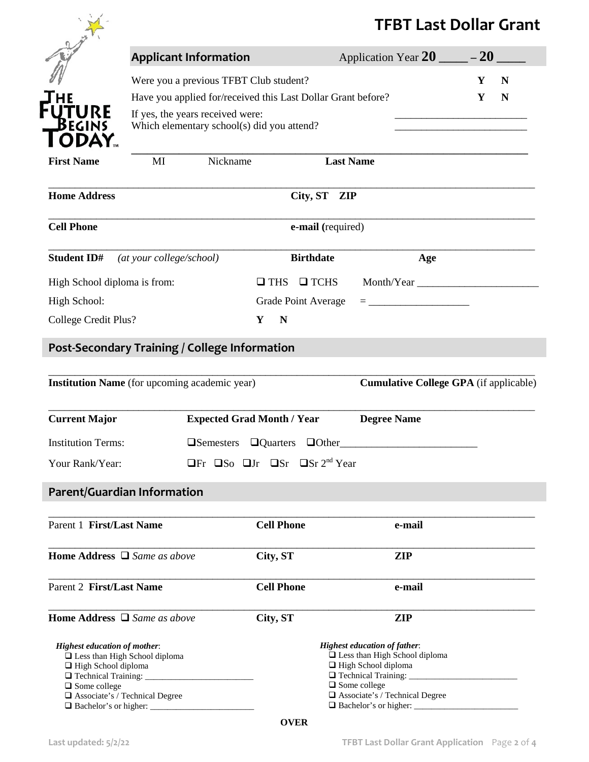# TFBT Last Dollar Grant

## Applicant Information

Application Year **20 ____ – 20 ____**

Were you a previous TFBT Club student? **Y N**

Have you applied for/received this Last Dollar Grant before? **Y N**

If yes, the years received were: ________________________

Which elementary school(s) did you attend? ________________________

______________________________________________________________

**First Name** MI Nickname **Last Name**

______________________________________________________________

**Home Address** **City, ST ZIP**

______________________________________________________________

**Cell Phone** **e-mail (**required)

______________________________________________________________

**Student ID#** *(at your college/school)* **Birthdate** **Age**

High School diploma is from: ❑ THS ❑ TCHS Month/Year ______________________

High School: Grade Point Average = ___________________

College Credit Plus? **Y N**

## Post-Secondary Training / College Information

______________________________________________________________

**Institution Name** (for upcoming academic year) **Cumulative College GPA** (if applicable)

______________________________________________________________

**Current Major** **Expected Grad Month / Year** **Degree Name**

Institution Terms: ❑Semesters ❑Quarters ❑Other_________________________

Your Rank/Year: ❑Fr ❑So ❑Jr ❑Sr ❑Sr 2nd Year

## Parent/Guardian Information

______________________________________________________________

Parent 1 **First/Last Name** **Cell Phone** **e-mail**

______________________________________________________________

**Home Address** ❑ *Same as above* **City, ST** **ZIP**

______________________________________________________________

Parent 2 **First/Last Name** **Cell Phone** **e-mail**

______________________________________________________________

**Home Address** ❑ *Same as above* **City, ST** **ZIP**

***Highest education of mother***:
- ❑ Less than High School diploma
- ❑ High School diploma
- ❑ Technical Training: _______________________
- ❑ Some college
- ❑ Associate's / Technical Degree
- ❑ Bachelor's or higher: _______________________

***Highest education of father***:
- ❑ Less than High School diploma
- ❑ High School diploma
- ❑ Technical Training: _______________________
- ❑ Some college
- ❑ Associate's / Technical Degree
- ❑ Bachelor's or higher: _______________________

**OVER**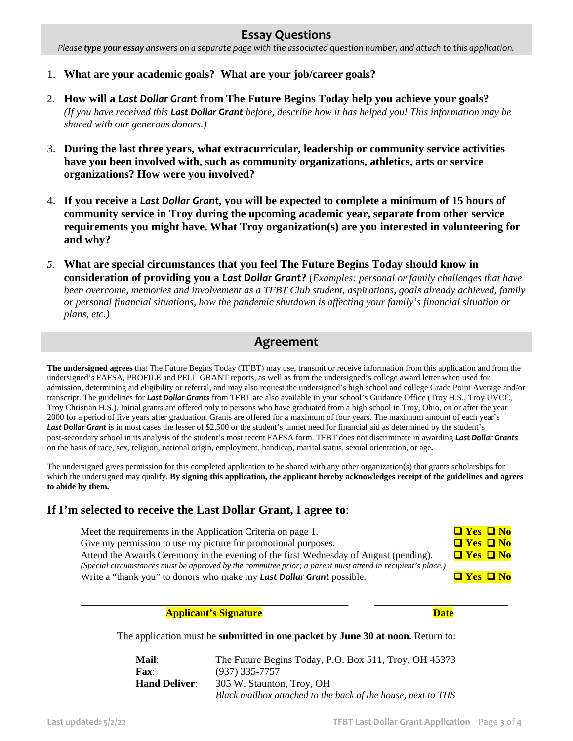## Essay Questions

*Please **type your essay** answers on a separate page with the associated question number, and attach to this application.*

1. **What are your academic goals? What are your job/career goals?**
2. **How will a *Last Dollar Grant* from The Future Begins Today help you achieve your goals?** *(If you have received this **Last Dollar Grant** before, describe how it has helped you! This information may be shared with our generous donors.)*
3. **During the last three years, what extracurricular, leadership or community service activities have you been involved with, such as community organizations, athletics, arts or service organizations? How were you involved?**
4. **If you receive a *Last Dollar Grant*, you will be expected to complete a minimum of 15 hours of community service in Troy during the upcoming academic year, separate from other service requirements you might have. What Troy organization(s) are you interested in volunteering for and why?**
5. **What are special circumstances that you feel The Future Begins Today should know in consideration of providing you a *Last Dollar Grant*?** (*Examples: personal or family challenges that have been overcome, memories and involvement as a TFBT Club student, aspirations, goals already achieved, family or personal financial situations, how the pandemic shutdown is affecting your family's financial situation or plans, etc.)*

## Agreement

**The undersigned agrees** that The Future Begins Today (TFBT) may use, transmit or receive information from this application and from the undersigned's FAFSA, PROFILE and PELL GRANT reports, as well as from the undersigned's college award letter when used for admission, determining aid eligibility or referral, and may also request the undersigned's high school and college Grade Point Average and/or transcript. The guidelines for ***Last Dollar Grants*** from TFBT are also available in your school's Guidance Office (Troy H.S., Troy UVCC, Troy Christian H.S.). Initial grants are offered only to persons who have graduated from a high school in Troy, Ohio, on or after the year 2000 for a period of five years after graduation. Grants are offered for a maximum of four years. The maximum amount of each year's ***Last Dollar Grant*** is in most cases the lesser of $2,500 or the student's unmet need for financial aid as determined by the student's post-secondary school in its analysis of the student's most recent FAFSA form. TFBT does not discriminate in awarding ***Last Dollar Grants*** on the basis of race, sex, religion, national origin, employment, handicap, marital status, sexual orientation, or age**.**

The undersigned gives permission for this completed application to be shared with any other organization(s) that grants scholarships for which the undersigned may qualify. **By signing this application, the applicant hereby acknowledges receipt of the guidelines and agrees to abide by them.**

### If I'm selected to receive the Last Dollar Grant, I agree to:

| | |
|---|---|
| Meet the requirements in the Application Criteria on page 1. | ❑ Yes ❑ No |
| Give my permission to use my picture for promotional purposes. | ❑ Yes ❑ No |
| Attend the Awards Ceremony in the evening of the first Wednesday of August (pending). *(Special circumstances must be approved by the committee prior; a parent must attend in recipient's place.)* | ❑ Yes ❑ No |
| Write a "thank you" to donors who make my ***Last Dollar Grant*** possible. | ❑ Yes ❑ No |

______________________________________________ ______________________

**Applicant's Signature** **Date**

The application must be **submitted in one packet by June 30 at noon.** Return to:

**Mail**: The Future Begins Today, P.O. Box 511, Troy, OH 45373
**Fax**: (937) 335-7757
**Hand Deliver**: 305 W. Staunton, Troy, OH
*Black mailbox attached to the back of the house, next to THS*

Last updated: 5/2/22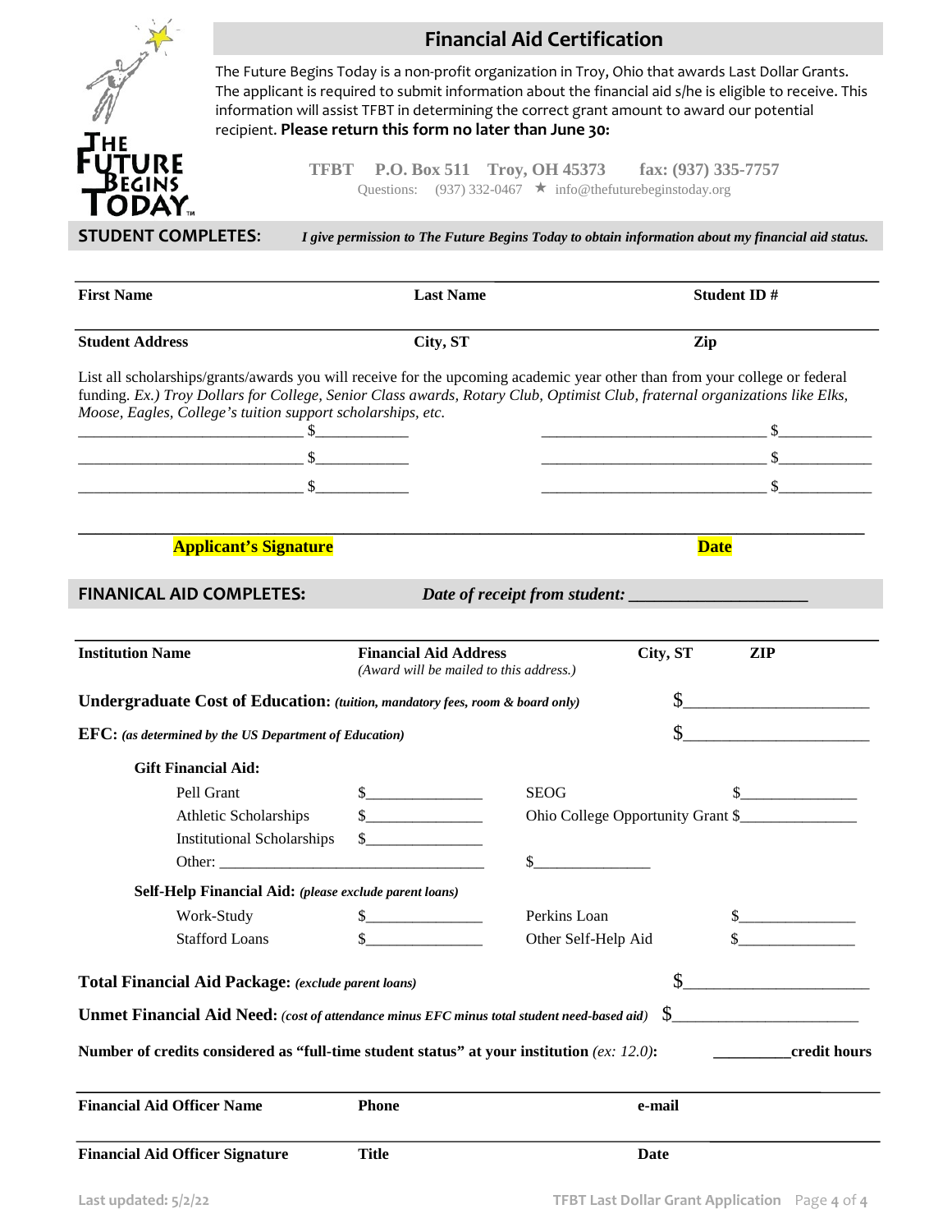# Financial Aid Certification

The Future Begins Today is a non-profit organization in Troy, Ohio that awards Last Dollar Grants. The applicant is required to submit information about the financial aid s/he is eligible to receive. This information will assist TFBT in determining the correct grant amount to award our potential recipient. **Please return this form no later than June 30:**

**TFBT P.O. Box 511 Troy, OH 45373 fax: (937) 335-7757**

Questions: (937) 332-0467 ★ info@thefuturebeginstoday.org

## STUDENT COMPLETES:

***I give permission to The Future Begins Today to obtain information about my financial aid status.***

| **First Name** | **Last Name** | **Student ID #** |
|---|---|---|
| **Student Address** | **City, ST** | **Zip** |

List all scholarships/grants/awards you will receive for the upcoming academic year other than from your college or federal funding. *Ex.) Troy Dollars for College, Senior Class awards, Rotary Club, Optimist Club, fraternal organizations like Elks, Moose, Eagles, College's tuition support scholarships, etc.*

| | | | |
|---|---|---|---|
| ____________________ | $__________ | ____________________ | $__________ |
| ____________________ | $__________ | ____________________ | $__________ |
| ____________________ | $__________ | ____________________ | $__________ |

**Applicant's Signature** **Date**

## FINANICAL AID COMPLETES:

***Date of receipt from student: ____________________***

| **Institution Name** | **Financial Aid Address** *(Award will be mailed to this address.)* | **City, ST** | **ZIP** |
|---|---|---|---|

**Undergraduate Cost of Education:** ***(tuition, mandatory fees, room & board only)*** $____________________

**EFC:** ***(as determined by the US Department of Education)*** $____________________

**Gift Financial Aid:**

| | | | |
|---|---|---|---|
| Pell Grant | $____________ | SEOG | $____________ |
| Athletic Scholarships | $____________ | Ohio College Opportunity Grant | $____________ |
| Institutional Scholarships | $____________ | | |
| Other: ____________________ | | $____________ | |

**Self-Help Financial Aid:** ***(please exclude parent loans)***

| | | | |
|---|---|---|---|
| Work-Study | $____________ | Perkins Loan | $____________ |
| Stafford Loans | $____________ | Other Self-Help Aid | $____________ |

**Total Financial Aid Package:** ***(exclude parent loans)*** $____________________

**Unmet Financial Aid Need:** ***(cost of attendance minus EFC minus total student need-based aid)*** $____________________

**Number of credits considered as "full-time student status" at your institution** *(ex: 12.0)***:** _________**credit hours**

| **Financial Aid Officer Name** | **Phone** | **e-mail** |
|---|---|---|
| **Financial Aid Officer Signature** | **Title** | **Date** |

Last updated: 5/2/22